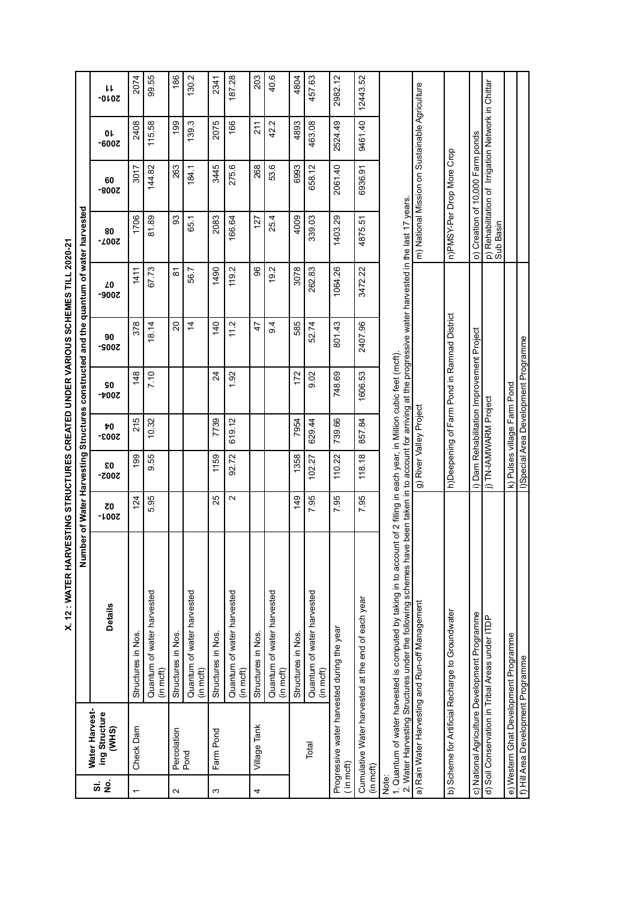# X. 12 : WATER HARVESTING STRUCTURES CREATED UNDER VARIOUS SCHEMES TILL 2020-21

| Sl. No. | Water Harvesting Structure (WHS) | Details | Number of Water Harvesting Structures constructed and the quantum of water harvested | | | | | | | | | |
|---|---|---|---|---|---|---|---|---|---|---|---|---|
| | | | 2001-02 | 2002-03 | 2003-04 | 2004-05 | 2005-06 | 2006-07 | 2007-08 | 2008-09 | 2009-10 | 2010-11 |
| 1 | Check Dam | Structures in Nos. | 124 | 199 | 215 | 148 | 378 | 1411 | 1706 | 3017 | 2408 | 2074 |
| | | Quantum of water harvested (in mcft) | 5.95 | 9.55 | 10.32 | 7.10 | 18.14 | 67.73 | 81.89 | 144.82 | 115.58 | 99.55 |
| 2 | Percolation Pond | Structures in Nos. | | | | | 20 | 81 | 93 | 263 | 199 | 186 |
| | | Quantum of water harvested (in mcft) | | | | | 14 | 56.7 | 65.1 | 184.1 | 139.3 | 130.2 |
| 3 | Farm Pond | Structures in Nos. | 25 | 1159 | 7739 | 24 | 140 | 1490 | 2083 | 3445 | 2075 | 2341 |
| | | Quantum of water harvested (in mcft) | 2 | 92.72 | 619.12 | 1.92 | 11.2 | 119.2 | 166.64 | 275.6 | 166 | 187.28 |
| 4 | Village Tank | Structures in Nos. | | | | | 47 | 96 | 127 | 268 | 211 | 203 |
| | | Quantum of water harvested (in mcft) | | | | | 9.4 | 19.2 | 25.4 | 53.6 | 42.2 | 40.6 |
| | Total | Structures in Nos. | 149 | 1358 | 7954 | 172 | 585 | 3078 | 4009 | 6993 | 4893 | 4804 |
| | | Quantum of water harvested (in mcft) | 7.95 | 102.27 | 629.44 | 9.02 | 52.74 | 262.83 | 339.03 | 658.12 | 463.08 | 457.63 |
| | Progressive water harvested during the year (in mcft) | | 7.95 | 110.22 | 739.66 | 748.69 | 801.43 | 1064.26 | 1403.29 | 2061.40 | 2524.49 | 2982.12 |
| | Cumulative Water harvested at the end of each year (in mcft) | | 7.95 | 118.18 | 857.84 | 1606.53 | 2407.96 | 3472.22 | 4875.51 | 6936.91 | 9461.40 | 12443.52 |

Note:

1. Quantum of water harvested is computed by taking in to account of 2 filling in each year, in Million cubic feet (mcft).
2. Water Harvesting Structures under the following schemes have been taken in to account for arriving at the progressive water harvested in the last 17 years.

| | | |
|---|---|---|
| a) Rain Water Harvesting and Run-off Management | g) River Valley Project | m) National Mission on Sustainable Agriculture |
| b) Scheme for Artificial Recharge to Groundwater | h) Deepening of Farm Pond in Ramnad District | n) PMSY-Per Drop More Crop |
| c) National Agriculture Development Programme | i) Dam Rehabilitation Improvement Project | o) Creation of 10,000 Farm ponds |
| d) Soil Conservation in Tribal Areas under ITDP | j) TN-IAMWARM Project | p) Rehabilitation of Irrigation Network in Chittar Sub Basin |
| e) Western Ghat Development Programme | k) Pulses village Farm Pond | |
| f) Hill Area Development Programme | l) Special Area Development Programme | |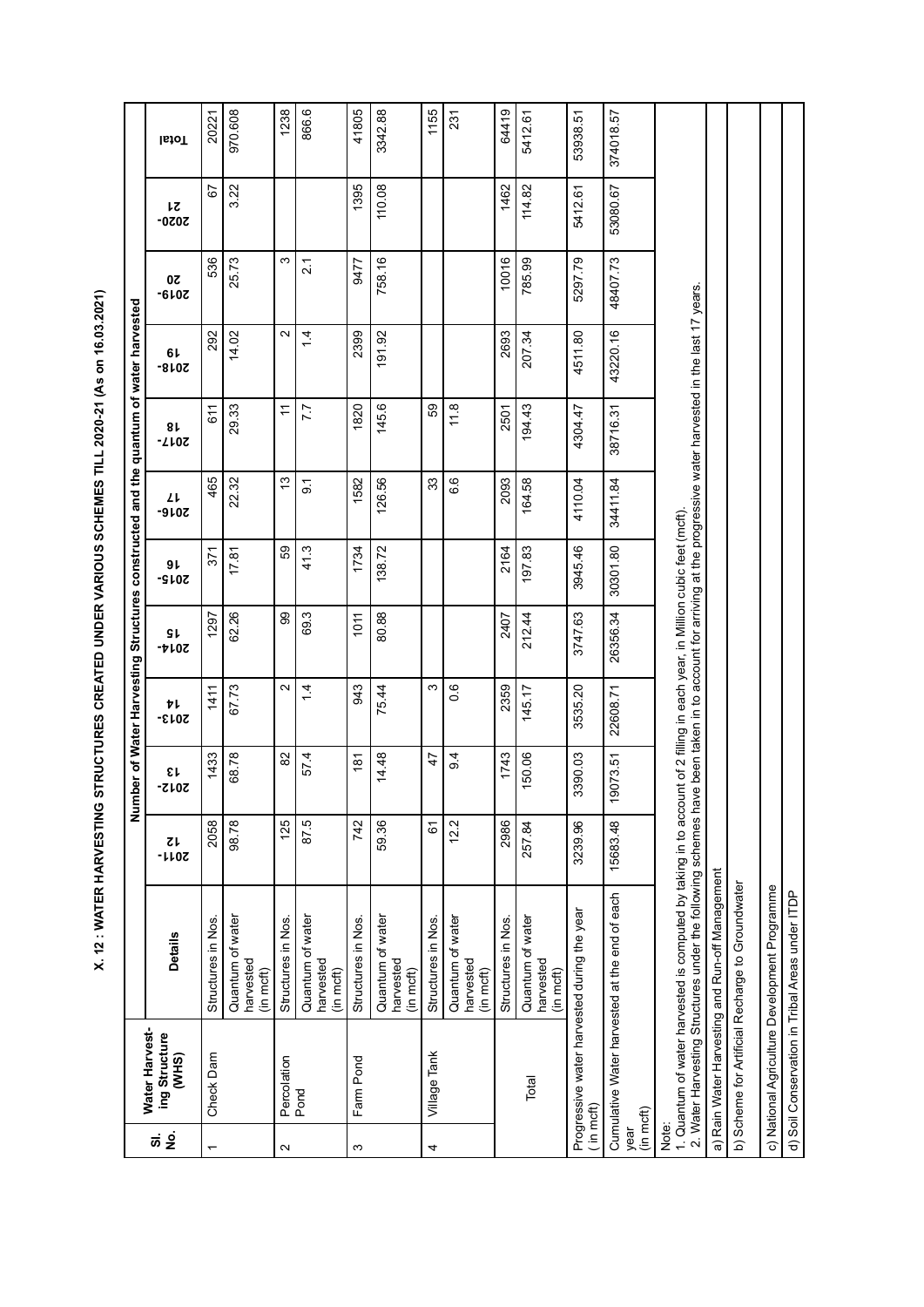# X. 12 : WATER HARVESTING STRUCTURES CREATED UNDER VARIOUS SCHEMES TILL 2020-21 (As on 16.03.2021)

| Sl. No. | Water Harvesting Structure (WHS) | Details | Number of Water Harvesting Structures constructed and the quantum of water harvested | | | | | | | | | | Total |
|---|---|---|---|---|---|---|---|---|---|---|---|---|---|
| | | | 2011-12 | 2012-13 | 2013-14 | 2014-15 | 2015-16 | 2016-17 | 2017-18 | 2018-19 | 2019-20 | 2020-21 | |
| 1 | Check Dam | Structures in Nos. | 2058 | 1433 | 1411 | 1297 | 371 | 465 | 611 | 292 | 536 | 67 | 20221 |
| | | Quantum of water harvested (in mcft) | 98.78 | 68.78 | 67.73 | 62.26 | 17.81 | 22.32 | 29.33 | 14.02 | 25.73 | 3.22 | 970.608 |
| 2 | Percolation Pond | Structures in Nos. | 125 | 82 | 2 | 99 | 59 | 13 | 11 | 2 | 3 | | 1238 |
| | | Quantum of water harvested (in mcft) | 87.5 | 57.4 | 1.4 | 69.3 | 41.3 | 9.1 | 7.7 | 1.4 | 2.1 | | 866.6 |
| 3 | Farm Pond | Structures in Nos. | 742 | 181 | 943 | 1011 | 1734 | 1582 | 1820 | 2399 | 9477 | 1395 | 41805 |
| | | Quantum of water harvested (in mcft) | 59.36 | 14.48 | 75.44 | 80.88 | 138.72 | 126.56 | 145.6 | 191.92 | 758.16 | 110.08 | 3342.88 |
| 4 | Village Tank | Structures in Nos. | 61 | 47 | 3 | | | 33 | 59 | | | | 1155 |
| | | Quantum of water harvested (in mcft) | 12.2 | 9.4 | 0.6 | | | 6.6 | 11.8 | | | | 231 |
| | Total | Structures in Nos. | 2986 | 1743 | 2359 | 2407 | 2164 | 2093 | 2501 | 2693 | 10016 | 1462 | 64419 |
| | | Quantum of water harvested (in mcft) | 257.84 | 150.06 | 145.17 | 212.44 | 197.83 | 164.58 | 194.43 | 207.34 | 785.99 | 114.82 | 5412.61 |
| Progressive water harvested during the year ( in mcft) | | | 3239.96 | 3390.03 | 3535.20 | 3747.63 | 3945.46 | 4110.04 | 4304.47 | 4511.80 | 5297.79 | 5412.61 | 53938.51 |
| Cumulative Water harvested at the end of each year (in mcft) | | | 15683.48 | 19073.51 | 22608.71 | 26356.34 | 30301.80 | 34411.84 | 38716.31 | 43220.16 | 48407.73 | 53080.67 | 374018.57 |

Note:

1. Quantum of water harvested is computed by taking in to account of 2 filling in each year, in Million cubic feet (mcft).
2. Water Harvesting Structures under the following schemes have been taken in to account for arriving at the progressive water harvested in the last 17 years.

a) Rain Water Harvesting and Run-off Management

b) Scheme for Artificial Recharge to Groundwater

c) National Agriculture Development Programme

d) Soil Conservation in Tribal Areas under ITDP